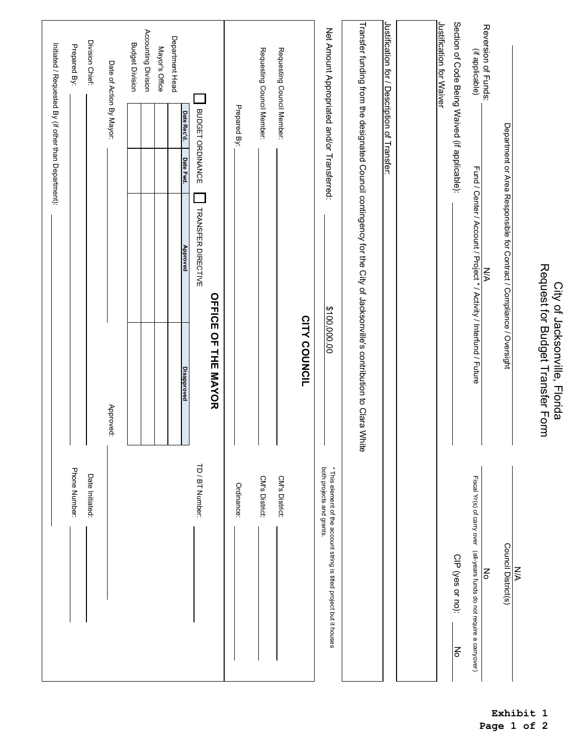# City of Jacksonville, Florida
## Request for Budget Transfer Form

Exhibit 1

| | |
|---|---|
| Department or Area Responsible for Contract / Compliance / Oversight | Council District(s): N/A |
| Fund / Center / Account / Project * / Activity / Interfund / Future: N/A | Fiscal Yr(s) of carry over (all-years funds do not require a carryover): No |

Reversion of Funds: (if applicable)

Section of Code Being Waived (if applicable):

CIP (yes or no): No

Justification for Waiver

Justification for / Description of Transfer:

Transfer funding from the designated Council contingency for the City of Jacksonville's contribution to Clara White

Net Amount Appropriated and/or Transferred: $100,000.00

* This element of the account string is titled project but it houses both projects and grants.

## CITY COUNCIL

Requesting Council Member: ________ CM's District: ________

Requesting Council Member: ________ CM's District: ________

Prepared By: ________ Ordinance: ________

## OFFICE OF THE MAYOR

☐ BUDGET ORDINANCE ☐ TRANSFER DIRECTIVE TD / BT Number: ________

| | Date Rec'd. | Date Fwd. | Approved | Disapproved |
|---|---|---|---|---|
| Department Head | | | | |
| Mayor's Office | | | | |
| Accounting Division | | | | |
| Budget Division | | | | |

Date of Action By Mayor: ________ Approved: ________

Division Chief: ________ Date Initiated: ________

Prepared By: ________ Phone Number: ________

Initiated / Requested By (if other than Department): ________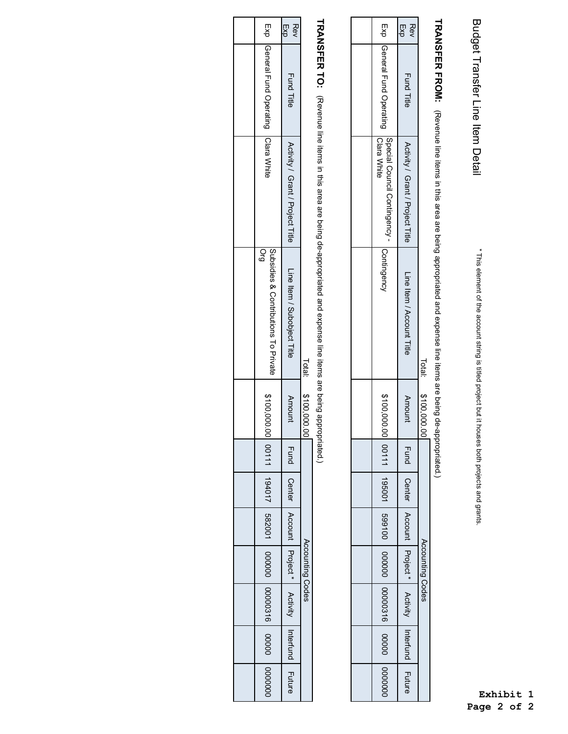Exhibit 1
Page 2 of 2

# Budget Transfer Line Item Detail

\* This element of the account string is titled project but it houses both projects and grants.

**TRANSFER FROM:** (Revenue line items in this area are being appropriated and expense line items are being de-appropriated.)

| | | | | | Accounting Codes | | | | | | |
|---|---|---|---|---|---|---|---|---|---|---|---|
| | | | Total: | $100,000.00 | | | | | | | |
| Rev Exp | Fund Title | Activity / Grant / Project Title | Line Item / Account Title | Amount | Fund | Center | Account | Project * | Activity | Interfund | Future |
| Exp | General Fund Operating | Special Council Contingency - Clara White | Contingency | $100,000.00 | 00111 | 195001 | 599100 | 000000 | 00000316 | 00000 | 000000 |
| | | | | | | | | | | | |

**TRANSFER TO:** (Revenue line items in this area are being de-appropriated and expense line items are being appropriated.)

| | | | | | Accounting Codes | | | | | | |
|---|---|---|---|---|---|---|---|---|---|---|---|
| | | | Total: | $100,000.00 | | | | | | | |
| Rev Exp | Fund Title | Activity / Grant / Project Title | Line Item / Subobject Title | Amount | Fund | Center | Account | Project * | Activity | Interfund | Future |
| Exp | General Fund Operating | Clara White | Subsidies & Contributions To Private Org | $100,000.00 | 00111 | 194017 | 582001 | 000000 | 00000316 | 00000 | 000000 |
| | | | | | | | | | | | |